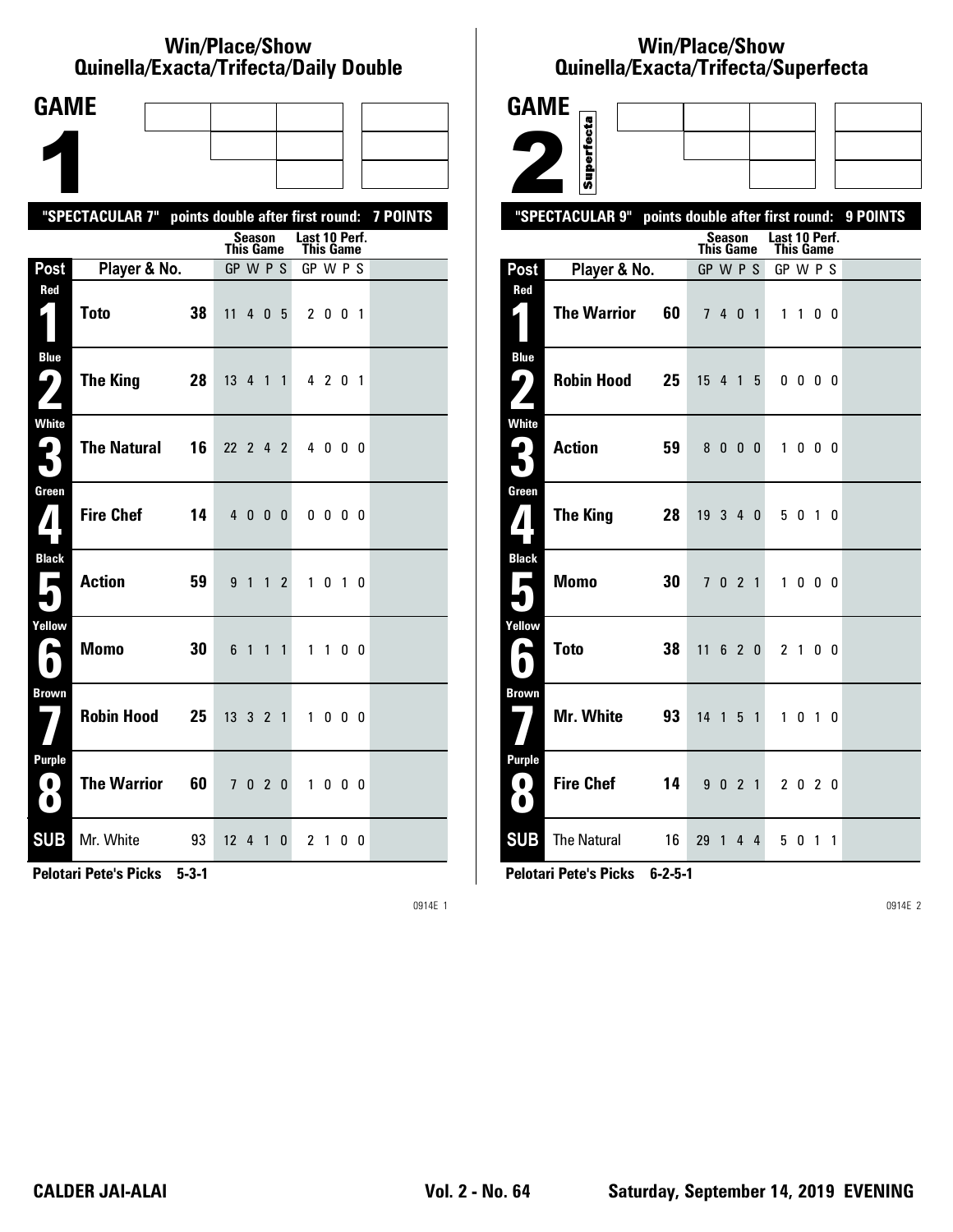## Win/Place/Show
## Quinella/Exacta/Trifecta/Daily Double

# GAME 1

**"SPECTACULAR 7" points double after first round: 7 POINTS**

| Post | Player & No. | | Season This Game GP W P S | Last 10 Perf. This Game GP W P S |
|---|---|---|---|---|
| Red 1 | **Toto** | **38** | 11 4 0 5 | 2 0 0 1 |
| Blue 2 | **The King** | **28** | 13 4 1 1 | 4 2 0 1 |
| White 3 | **The Natural** | **16** | 22 2 4 2 | 4 0 0 0 |
| Green 4 | **Fire Chef** | **14** | 4 0 0 0 | 0 0 0 0 |
| Black 5 | **Action** | **59** | 9 1 1 2 | 1 0 1 0 |
| Yellow 6 | **Momo** | **30** | 6 1 1 1 | 1 1 0 0 |
| Brown 7 | **Robin Hood** | **25** | 13 3 2 1 | 1 0 0 0 |
| Purple 8 | **The Warrior** | **60** | 7 0 2 0 | 1 0 0 0 |
| SUB | Mr. White | 93 | 12 4 1 0 | 2 1 0 0 |

**Pelotari Pete's Picks 5-3-1**

0914E 1

## Win/Place/Show
## Quinella/Exacta/Trifecta/Superfecta

# GAME 2

Superfecta

**"SPECTACULAR 9" points double after first round: 9 POINTS**

| Post | Player & No. | | Season This Game GP W P S | Last 10 Perf. This Game GP W P S |
|---|---|---|---|---|
| Red 1 | **The Warrior** | **60** | 7 4 0 1 | 1 1 0 0 |
| Blue 2 | **Robin Hood** | **25** | 15 4 1 5 | 0 0 0 0 |
| White 3 | **Action** | **59** | 8 0 0 0 | 1 0 0 0 |
| Green 4 | **The King** | **28** | 19 3 4 0 | 5 0 1 0 |
| Black 5 | **Momo** | **30** | 7 0 2 1 | 1 0 0 0 |
| Yellow 6 | **Toto** | **38** | 11 6 2 0 | 2 1 0 0 |
| Brown 7 | **Mr. White** | **93** | 14 1 5 1 | 1 0 1 0 |
| Purple 8 | **Fire Chef** | **14** | 9 0 2 1 | 2 0 2 0 |
| SUB | The Natural | 16 | 29 1 4 4 | 5 0 1 1 |

**Pelotari Pete's Picks 6-2-5-1**

0914E 2

**CALDER JAI-ALAI** **Vol. 2 - No. 64** **Saturday, September 14, 2019 EVENING**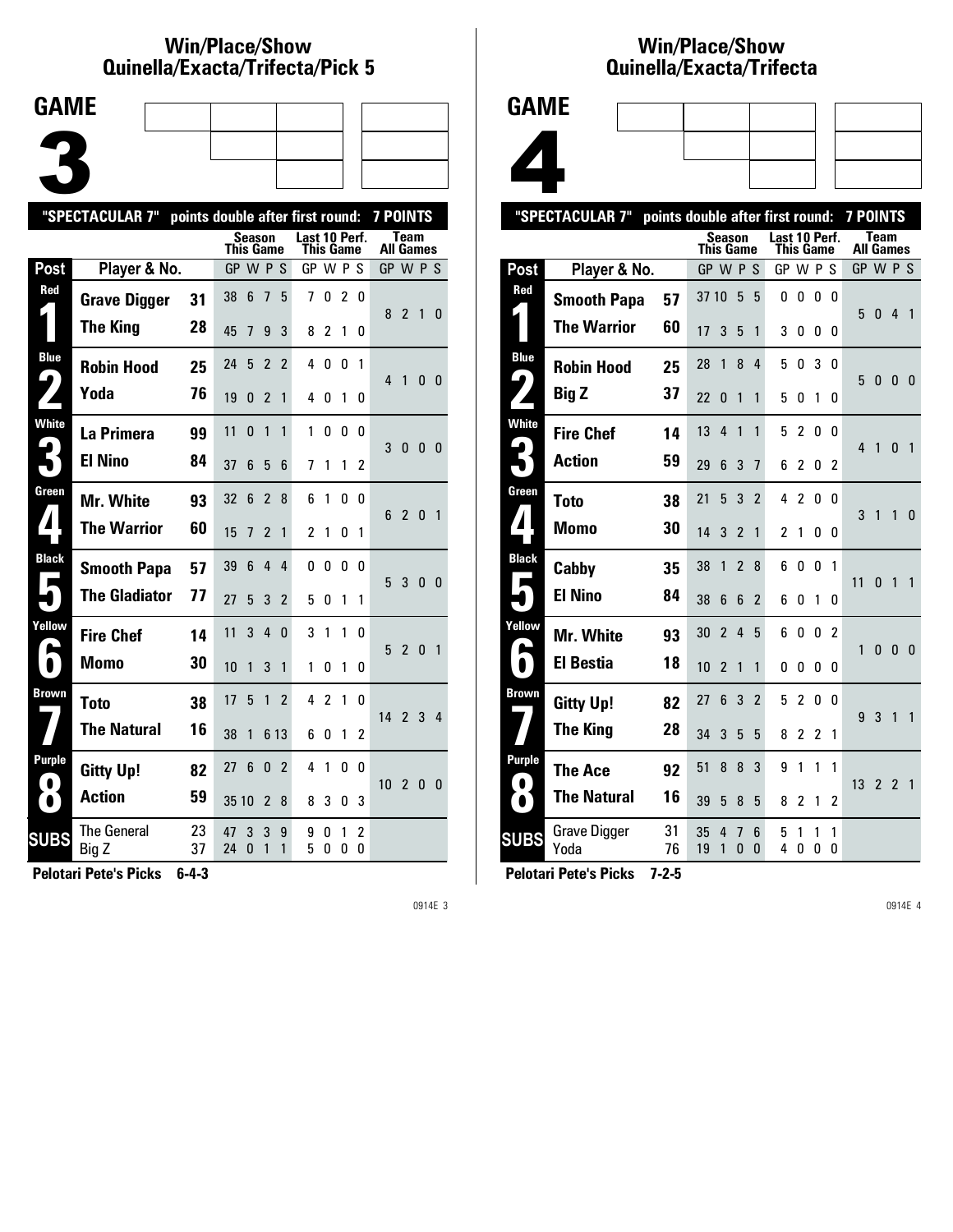## Win/Place/Show Quinella/Exacta/Trifecta/Pick 5

# GAME 3

"SPECTACULAR 7" points double after first round: 7 POINTS

| Post | Player & No. | | Season This Game GP W P S | Last 10 Perf. This Game GP W P S | Team All Games GP W P S |
|---|---|---|---|---|---|
| Red 1 | Grave Digger | 31 | 38 6 7 5 | 7 0 2 0 | 8 2 1 0 |
| | The King | 28 | 45 7 9 3 | 8 2 1 0 | |
| Blue 2 | Robin Hood | 25 | 24 5 2 2 | 4 0 0 1 | 4 1 0 0 |
| | Yoda | 76 | 19 0 2 1 | 4 0 1 0 | |
| White 3 | La Primera | 99 | 11 0 1 1 | 1 0 0 0 | 3 0 0 0 |
| | El Nino | 84 | 37 6 5 6 | 7 1 1 2 | |
| Green 4 | Mr. White | 93 | 32 6 2 8 | 6 1 0 0 | 6 2 0 1 |
| | The Warrior | 60 | 15 7 2 1 | 2 1 0 1 | |
| Black 5 | Smooth Papa | 57 | 39 6 4 4 | 0 0 0 0 | 5 3 0 0 |
| | The Gladiator | 77 | 27 5 3 2 | 5 0 1 1 | |
| Yellow 6 | Fire Chef | 14 | 11 3 4 0 | 3 1 1 0 | 5 2 0 1 |
| | Momo | 30 | 10 1 3 1 | 1 0 1 0 | |
| Brown 7 | Toto | 38 | 17 5 1 2 | 4 2 1 0 | 14 2 3 4 |
| | The Natural | 16 | 38 1 6 13 | 6 0 1 2 | |
| Purple 8 | Gitty Up! | 82 | 27 6 0 2 | 4 1 0 0 | 10 2 0 0 |
| | Action | 59 | 35 10 2 8 | 8 3 0 3 | |
| SUBS | The General | 23 | 47 3 3 9 | 9 0 1 2 | |
| | Big Z | 37 | 24 0 1 1 | 5 0 0 0 | |

**Pelotari Pete's Picks 6-4-3**

## Win/Place/Show Quinella/Exacta/Trifecta

# GAME 4

"SPECTACULAR 7" points double after first round: 7 POINTS

| Post | Player & No. | | Season This Game GP W P S | Last 10 Perf. This Game GP W P S | Team All Games GP W P S |
|---|---|---|---|---|---|
| Red 1 | Smooth Papa | 57 | 37 10 5 5 | 0 0 0 0 | 5 0 4 1 |
| | The Warrior | 60 | 17 3 5 1 | 3 0 0 0 | |
| Blue 2 | Robin Hood | 25 | 28 1 8 4 | 5 0 3 0 | 5 0 0 0 |
| | Big Z | 37 | 22 0 1 1 | 5 0 1 0 | |
| White 3 | Fire Chef | 14 | 13 4 1 1 | 5 2 0 0 | 4 1 0 1 |
| | Action | 59 | 29 6 3 7 | 6 2 0 2 | |
| Green 4 | Toto | 38 | 21 5 3 2 | 4 2 0 0 | 3 1 1 0 |
| | Momo | 30 | 14 3 2 1 | 2 1 0 0 | |
| Black 5 | Cabby | 35 | 38 1 2 8 | 6 0 0 1 | 11 0 1 1 |
| | El Nino | 84 | 38 6 6 2 | 6 0 1 0 | |
| Yellow 6 | Mr. White | 93 | 30 2 4 5 | 6 0 0 2 | 1 0 0 0 |
| | El Bestia | 18 | 10 2 1 1 | 0 0 0 0 | |
| Brown 7 | Gitty Up! | 82 | 27 6 3 2 | 5 2 0 0 | 9 3 1 1 |
| | The King | 28 | 34 3 5 5 | 8 2 2 1 | |
| Purple 8 | The Ace | 92 | 51 8 8 3 | 9 1 1 1 | 13 2 2 1 |
| | The Natural | 16 | 39 5 8 5 | 8 2 1 2 | |
| SUBS | Grave Digger | 31 | 35 4 7 6 | 5 1 1 1 | |
| | Yoda | 76 | 19 1 0 0 | 4 0 0 0 | |

**Pelotari Pete's Picks 7-2-5**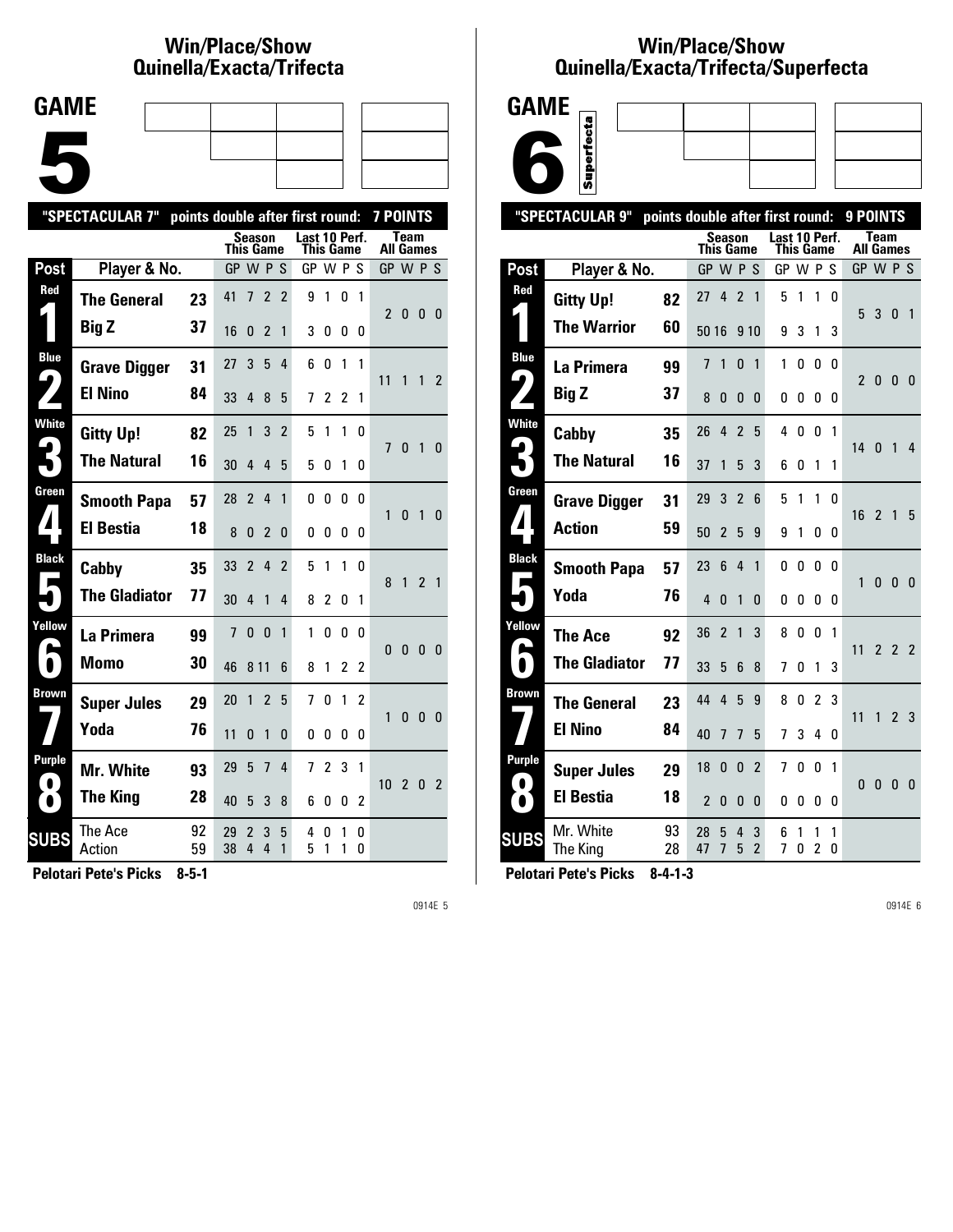# Win/Place/Show
# Quinella/Exacta/Trifecta

## GAME 5

"SPECTACULAR 7" points double after first round: 7 POINTS

| Post | Player & No. | | Season This Game GP | W | P | S | Last 10 Perf. This Game GP | W | P | S | Team All Games GP | W | P | S |
|---|---|---|---|---|---|---|---|---|---|---|---|---|---|---|
| Red 1 | The General | 23 | 41 | 7 | 2 | 2 | 9 | 1 | 0 | 1 | 2 | 0 | 0 | 0 |
| | Big Z | 37 | 16 | 0 | 2 | 1 | 3 | 0 | 0 | 0 | | | | |
| Blue 2 | Grave Digger | 31 | 27 | 3 | 5 | 4 | 6 | 0 | 1 | 1 | 11 | 1 | 1 | 2 |
| | El Nino | 84 | 33 | 4 | 8 | 5 | 7 | 2 | 2 | 1 | | | | |
| White 3 | Gitty Up! | 82 | 25 | 1 | 3 | 2 | 5 | 1 | 1 | 0 | 7 | 0 | 1 | 0 |
| | The Natural | 16 | 30 | 4 | 4 | 5 | 5 | 0 | 1 | 0 | | | | |
| Green 4 | Smooth Papa | 57 | 28 | 2 | 4 | 1 | 0 | 0 | 0 | 0 | 1 | 0 | 1 | 0 |
| | El Bestia | 18 | 8 | 0 | 2 | 0 | 0 | 0 | 0 | 0 | | | | |
| Black 5 | Cabby | 35 | 33 | 2 | 4 | 2 | 5 | 1 | 1 | 0 | 8 | 1 | 2 | 1 |
| | The Gladiator | 77 | 30 | 4 | 1 | 4 | 8 | 2 | 0 | 1 | | | | |
| Yellow 6 | La Primera | 99 | 7 | 0 | 0 | 1 | 1 | 0 | 0 | 0 | 0 | 0 | 0 | 0 |
| | Momo | 30 | 46 | 8 | 11 | 6 | 8 | 1 | 2 | 2 | | | | |
| Brown 7 | Super Jules | 29 | 20 | 1 | 2 | 5 | 7 | 0 | 1 | 2 | 1 | 0 | 0 | 0 |
| | Yoda | 76 | 11 | 0 | 1 | 0 | 0 | 0 | 0 | 0 | | | | |
| Purple 8 | Mr. White | 93 | 29 | 5 | 7 | 4 | 7 | 2 | 3 | 1 | 10 | 2 | 0 | 2 |
| | The King | 28 | 40 | 5 | 3 | 8 | 6 | 0 | 0 | 2 | | | | |
| SUBS | The Ace | 92 | 29 | 2 | 3 | 5 | 4 | 0 | 1 | 0 | | | | |
| | Action | 59 | 38 | 4 | 4 | 1 | 5 | 1 | 1 | 0 | | | | |

**Pelotari Pete's Picks 8-5-1**

# Win/Place/Show
# Quinella/Exacta/Trifecta/Superfecta

## GAME 6 (Superfecta)

"SPECTACULAR 9" points double after first round: 9 POINTS

| Post | Player & No. | | Season This Game GP | W | P | S | Last 10 Perf. This Game GP | W | P | S | Team All Games GP | W | P | S |
|---|---|---|---|---|---|---|---|---|---|---|---|---|---|---|
| Red 1 | Gitty Up! | 82 | 27 | 4 | 2 | 1 | 5 | 1 | 1 | 0 | 5 | 3 | 0 | 1 |
| | The Warrior | 60 | 50 | 16 | 9 | 10 | 9 | 3 | 1 | 3 | | | | |
| Blue 2 | La Primera | 99 | 7 | 1 | 0 | 1 | 1 | 0 | 0 | 0 | 2 | 0 | 0 | 0 |
| | Big Z | 37 | 8 | 0 | 0 | 0 | 0 | 0 | 0 | 0 | | | | |
| White 3 | Cabby | 35 | 26 | 4 | 2 | 5 | 4 | 0 | 0 | 1 | 14 | 0 | 1 | 4 |
| | The Natural | 16 | 37 | 1 | 5 | 3 | 6 | 0 | 1 | 1 | | | | |
| Green 4 | Grave Digger | 31 | 29 | 3 | 2 | 6 | 5 | 1 | 1 | 0 | 16 | 2 | 1 | 5 |
| | Action | 59 | 50 | 2 | 5 | 9 | 9 | 1 | 0 | 0 | | | | |
| Black 5 | Smooth Papa | 57 | 23 | 6 | 4 | 1 | 0 | 0 | 0 | 0 | 1 | 0 | 0 | 0 |
| | Yoda | 76 | 4 | 0 | 1 | 0 | 0 | 0 | 0 | 0 | | | | |
| Yellow 6 | The Ace | 92 | 36 | 2 | 1 | 3 | 8 | 0 | 0 | 1 | 11 | 2 | 2 | 2 |
| | The Gladiator | 77 | 33 | 5 | 6 | 8 | 7 | 0 | 1 | 3 | | | | |
| Brown 7 | The General | 23 | 44 | 4 | 5 | 9 | 8 | 0 | 2 | 3 | 11 | 1 | 2 | 3 |
| | El Nino | 84 | 40 | 7 | 7 | 5 | 7 | 3 | 4 | 0 | | | | |
| Purple 8 | Super Jules | 29 | 18 | 0 | 0 | 2 | 7 | 0 | 0 | 1 | 0 | 0 | 0 | 0 |
| | El Bestia | 18 | 2 | 0 | 0 | 0 | 0 | 0 | 0 | 0 | | | | |
| SUBS | Mr. White | 93 | 28 | 5 | 4 | 3 | 6 | 1 | 1 | 1 | | | | |
| | The King | 28 | 47 | 7 | 5 | 2 | 7 | 0 | 2 | 0 | | | | |

**Pelotari Pete's Picks 8-4-1-3**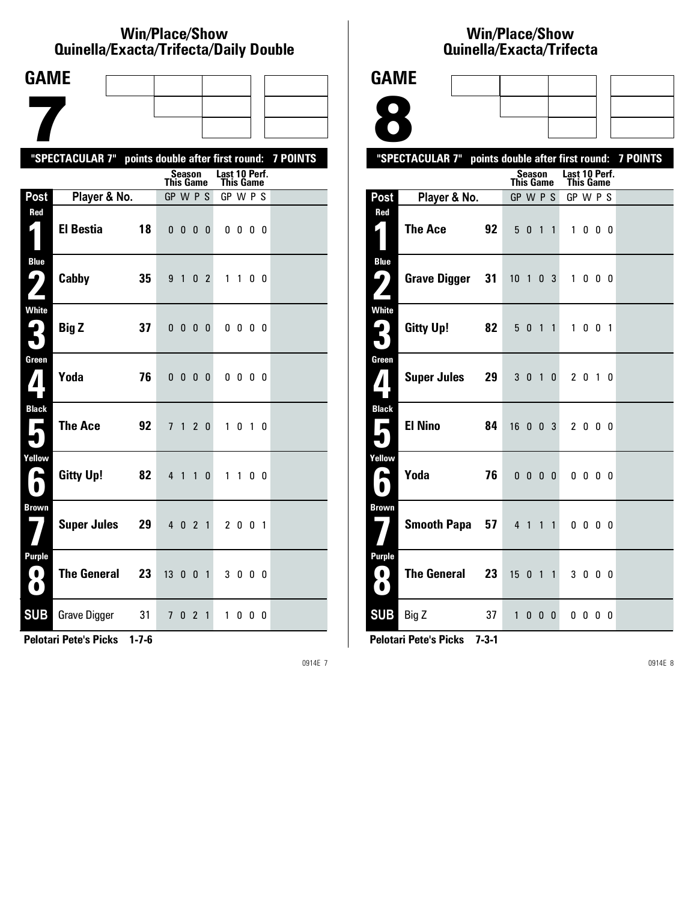# Win/Place/Show
# Quinella/Exacta/Trifecta/Daily Double

## GAME 7

"SPECTACULAR 7" points double after first round: 7 POINTS

| Post | Player & No. | | Season This Game GP W P S | Last 10 Perf. This Game GP W P S |
|---|---|---|---|---|
| Red 1 | El Bestia | 18 | 0 0 0 0 | 0 0 0 0 |
| Blue 2 | Cabby | 35 | 9 1 0 2 | 1 1 0 0 |
| White 3 | Big Z | 37 | 0 0 0 0 | 0 0 0 0 |
| Green 4 | Yoda | 76 | 0 0 0 0 | 0 0 0 0 |
| Black 5 | The Ace | 92 | 7 1 2 0 | 1 0 1 0 |
| Yellow 6 | Gitty Up! | 82 | 4 1 1 0 | 1 1 0 0 |
| Brown 7 | Super Jules | 29 | 4 0 2 1 | 2 0 0 1 |
| Purple 8 | The General | 23 | 13 0 0 1 | 3 0 0 0 |
| SUB | Grave Digger | 31 | 7 0 2 1 | 1 0 0 0 |

**Pelotari Pete's Picks 1-7-6**

# Win/Place/Show
# Quinella/Exacta/Trifecta

## GAME 8

"SPECTACULAR 7" points double after first round: 7 POINTS

| Post | Player & No. | | Season This Game GP W P S | Last 10 Perf. This Game GP W P S |
|---|---|---|---|---|
| Red 1 | The Ace | 92 | 5 0 1 1 | 1 0 0 0 |
| Blue 2 | Grave Digger | 31 | 10 1 0 3 | 1 0 0 0 |
| White 3 | Gitty Up! | 82 | 5 0 1 1 | 1 0 0 1 |
| Green 4 | Super Jules | 29 | 3 0 1 0 | 2 0 1 0 |
| Black 5 | El Nino | 84 | 16 0 0 3 | 2 0 0 0 |
| Yellow 6 | Yoda | 76 | 0 0 0 0 | 0 0 0 0 |
| Brown 7 | Smooth Papa | 57 | 4 1 1 1 | 0 0 0 0 |
| Purple 8 | The General | 23 | 15 0 1 1 | 3 0 0 0 |
| SUB | Big Z | 37 | 1 0 0 0 | 0 0 0 0 |

**Pelotari Pete's Picks 7-3-1**

0914E 7

0914E 8